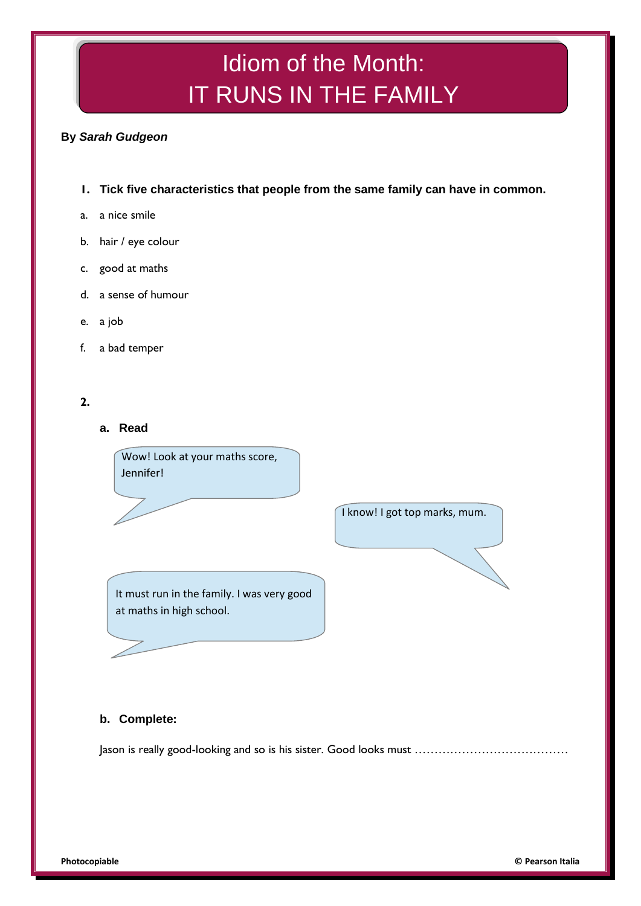# Idiom of the Month: IT RUNS IN THE FAMILY

**By *Sarah Gudgeon***

**1. Tick five characteristics that people from the same family can have in common.**

a. a nice smile

b. hair / eye colour

c. good at maths

d. a sense of humour

e. a job

f. a bad temper

**2.**

**a. Read**

Wow! Look at your maths score, Jennifer!

I know! I got top marks, mum.

It must run in the family. I was very good at maths in high school.

**b. Complete:**

Jason is really good-looking and so is his sister. Good looks must ……………………………………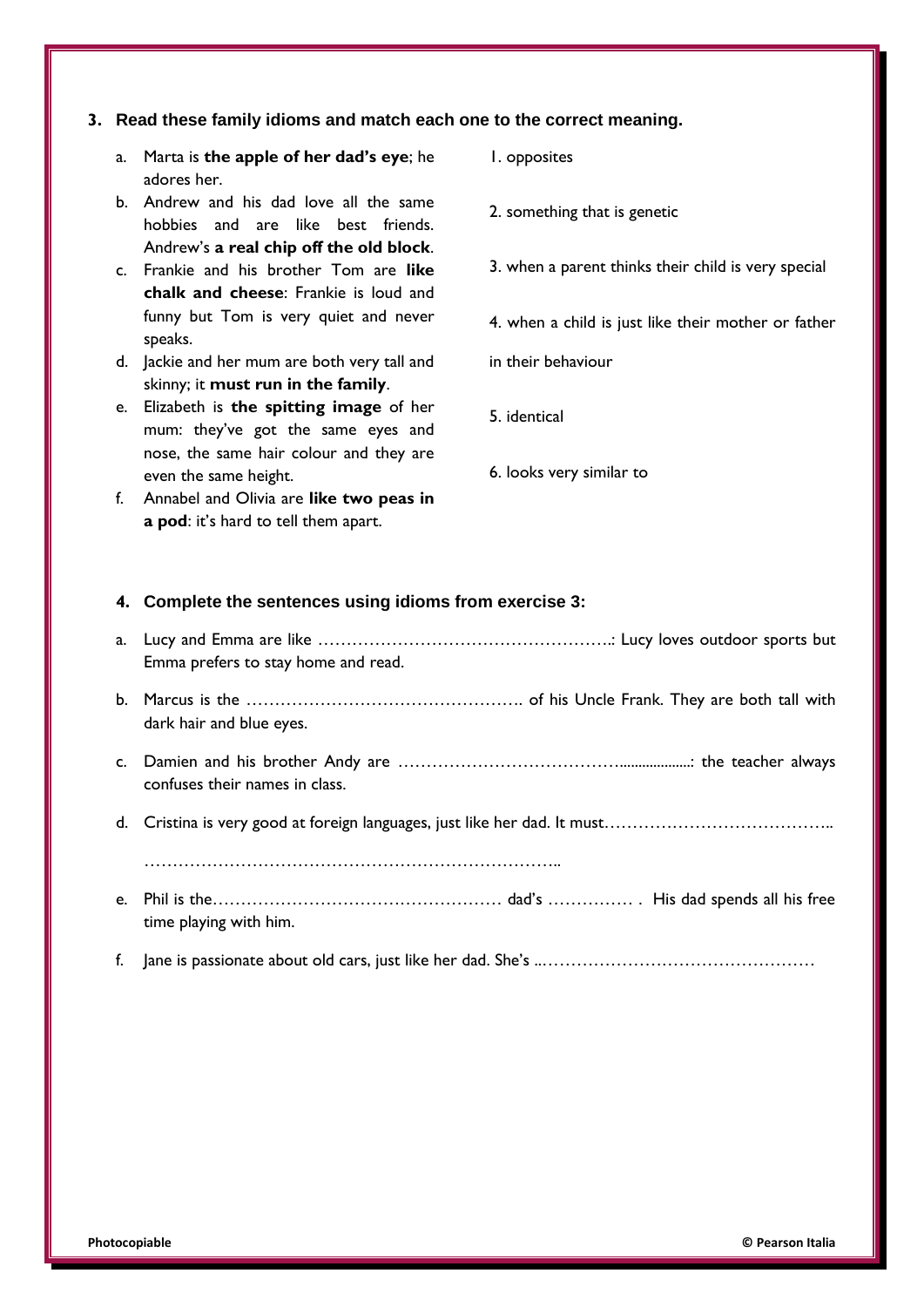**3. Read these family idioms and match each one to the correct meaning.**

a. Marta is **the apple of her dad's eye**; he adores her.
b. Andrew and his dad love all the same hobbies and are like best friends. Andrew's **a real chip off the old block**.
c. Frankie and his brother Tom are **like chalk and cheese**: Frankie is loud and funny but Tom is very quiet and never speaks.
d. Jackie and her mum are both very tall and skinny; it **must run in the family**.
e. Elizabeth is **the spitting image** of her mum: they've got the same eyes and nose, the same hair colour and they are even the same height.
f. Annabel and Olivia are **like two peas in a pod**: it's hard to tell them apart.

1. opposites
2. something that is genetic
3. when a parent thinks their child is very special
4. when a child is just like their mother or father in their behaviour
5. identical
6. looks very similar to

**4. Complete the sentences using idioms from exercise 3:**

a. Lucy and Emma are like ……………………………………………: Lucy loves outdoor sports but Emma prefers to stay home and read.

b. Marcus is the …………………………………………. of his Uncle Frank. They are both tall with dark hair and blue eyes.

c. Damien and his brother Andy are ……………………………………………: the teacher always confuses their names in class.

d. Cristina is very good at foreign languages, just like her dad. It must…………………………………..
………………………………………………………………..

e. Phil is the…………………………………………… dad's …………… . His dad spends all his free time playing with him.

f. Jane is passionate about old cars, just like her dad. She's ..…………………………………………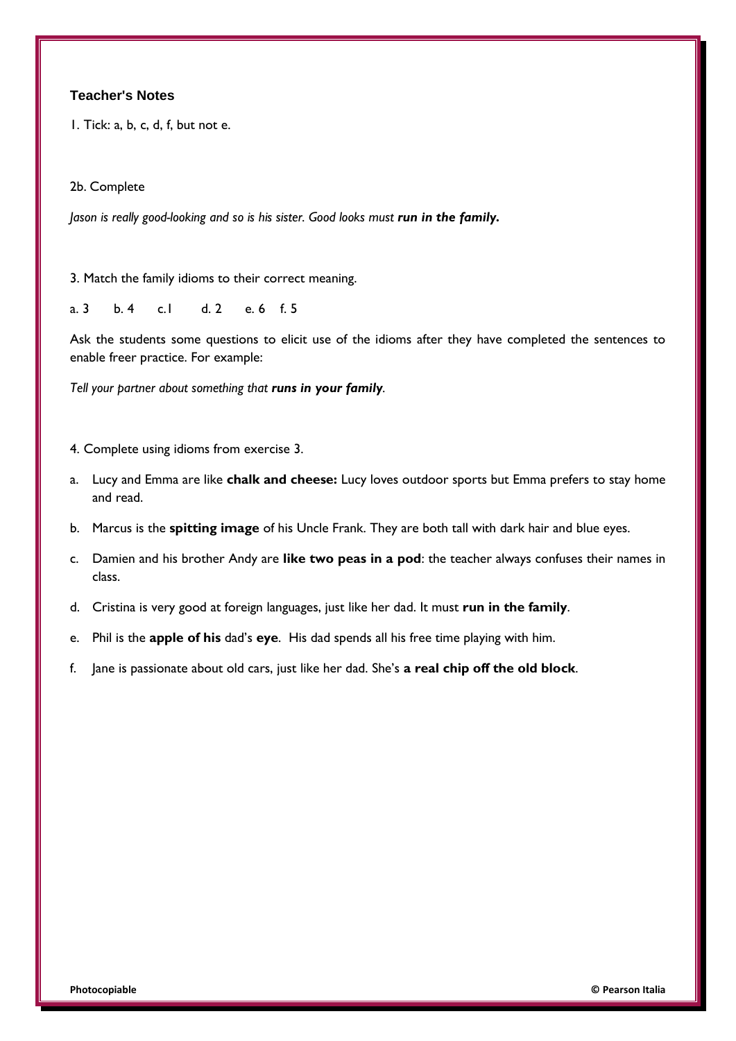### Teacher's Notes

1. Tick: a, b, c, d, f, but not e.

2b. Complete

*Jason is really good-looking and so is his sister. Good looks must* ***run in the family.***

3. Match the family idioms to their correct meaning.

a. 3   b. 4   c. 1   d. 2   e. 6   f. 5

Ask the students some questions to elicit use of the idioms after they have completed the sentences to enable freer practice. For example:

*Tell your partner about something that* ***runs in your family****.*

4. Complete using idioms from exercise 3.

a. Lucy and Emma are like **chalk and cheese:** Lucy loves outdoor sports but Emma prefers to stay home and read.
b. Marcus is the **spitting image** of his Uncle Frank. They are both tall with dark hair and blue eyes.
c. Damien and his brother Andy are **like two peas in a pod**: the teacher always confuses their names in class.
d. Cristina is very good at foreign languages, just like her dad. It must **run in the family**.
e. Phil is the **apple of his** dad's **eye**. His dad spends all his free time playing with him.
f. Jane is passionate about old cars, just like her dad. She's **a real chip off the old block**.

**Photocopiable** **© Pearson Italia**